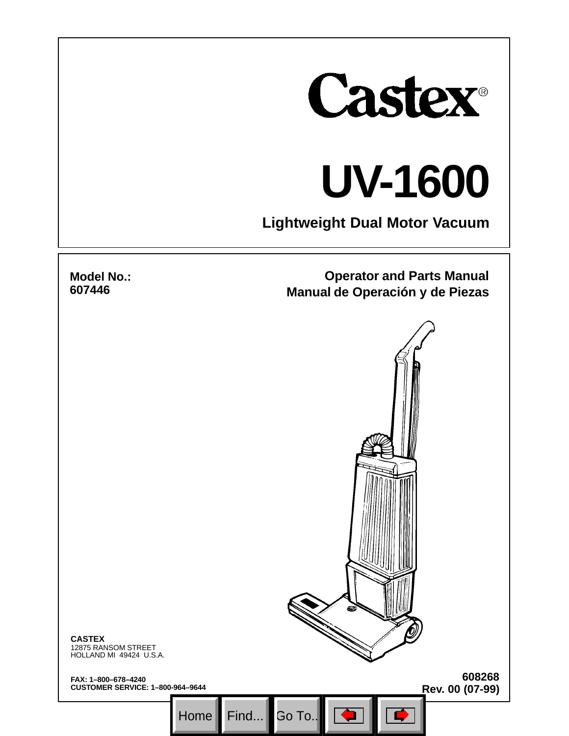# Castex®

# UV-1600

## Lightweight Dual Motor Vacuum

**Model No.:**
**607446**

**Operator and Parts Manual**
**Manual de Operación y de Piezas**

**CASTEX**
12875 RANSOM STREET
HOLLAND MI 49424 U.S.A.

**FAX: 1–800–678–4240**
**CUSTOMER SERVICE: 1–800-964–9644**

**608268**
**Rev. 00 (07-99)**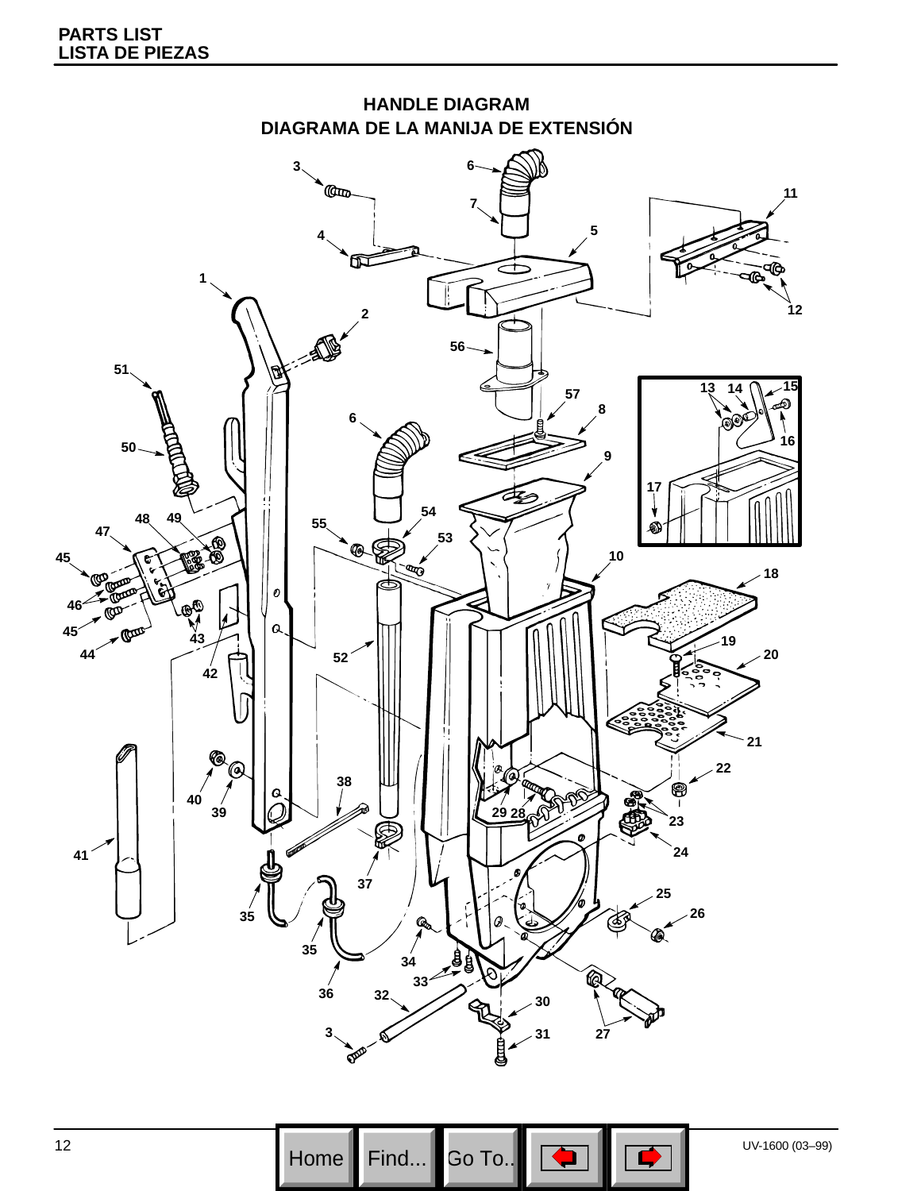# HANDLE DIAGRAM

# DIAGRAMA DE LA MANIJA DE EXTENSIÓN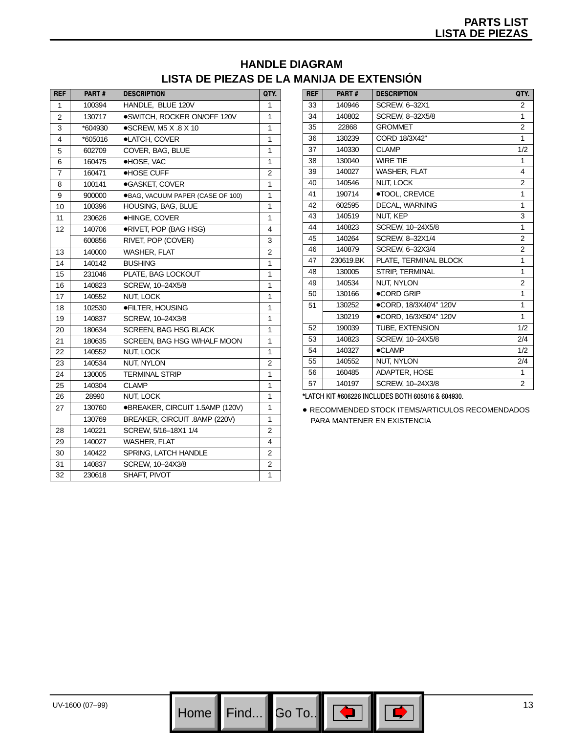## HANDLE DIAGRAM
## LISTA DE PIEZAS DE LA MANIJA DE EXTENSIÓN

| REF | PART # | DESCRIPTION | QTY. |
|---|---|---|---|
| 1 | 100394 | HANDLE, BLUE 120V | 1 |
| 2 | 130717 | ●SWITCH, ROCKER ON/OFF 120V | 1 |
| 3 | *604930 | ●SCREW, M5 X .8 X 10 | 1 |
| 4 | *605016 | ●LATCH, COVER | 1 |
| 5 | 602709 | COVER, BAG, BLUE | 1 |
| 6 | 160475 | ●HOSE, VAC | 1 |
| 7 | 160471 | ●HOSE CUFF | 2 |
| 8 | 100141 | ●GASKET, COVER | 1 |
| 9 | 900000 | ●BAG, VACUUM PAPER (CASE OF 100) | 1 |
| 10 | 100396 | HOUSING, BAG, BLUE | 1 |
| 11 | 230626 | ●HINGE, COVER | 1 |
| 12 | 140706 | ●RIVET, POP (BAG HSG) | 4 |
| | 600856 | RIVET, POP (COVER) | 3 |
| 13 | 140000 | WASHER, FLAT | 2 |
| 14 | 140142 | BUSHING | 1 |
| 15 | 231046 | PLATE, BAG LOCKOUT | 1 |
| 16 | 140823 | SCREW, 10–24X5/8 | 1 |
| 17 | 140552 | NUT, LOCK | 1 |
| 18 | 102530 | ●FILTER, HOUSING | 1 |
| 19 | 140837 | SCREW, 10–24X3/8 | 1 |
| 20 | 180634 | SCREEN, BAG HSG BLACK | 1 |
| 21 | 180635 | SCREEN, BAG HSG W/HALF MOON | 1 |
| 22 | 140552 | NUT, LOCK | 1 |
| 23 | 140534 | NUT, NYLON | 2 |
| 24 | 130005 | TERMINAL STRIP | 1 |
| 25 | 140304 | CLAMP | 1 |
| 26 | 28990 | NUT, LOCK | 1 |
| 27 | 130760 | ●BREAKER, CIRCUIT 1.5AMP (120V) | 1 |
| | 130769 | BREAKER, CIRCUIT .8AMP (220V) | 1 |
| 28 | 140221 | SCREW, 5/16–18X1 1/4 | 2 |
| 29 | 140027 | WASHER, FLAT | 4 |
| 30 | 140422 | SPRING, LATCH HANDLE | 2 |
| 31 | 140837 | SCREW, 10–24X3/8 | 2 |
| 32 | 230618 | SHAFT, PIVOT | 1 |
| 33 | 140946 | SCREW, 6–32X1 | 2 |
| 34 | 140802 | SCREW, 8–32X5/8 | 1 |
| 35 | 22868 | GROMMET | 2 |
| 36 | 130239 | CORD 18/3X42" | 1 |
| 37 | 140330 | CLAMP | 1/2 |
| 38 | 130040 | WIRE TIE | 1 |
| 39 | 140027 | WASHER, FLAT | 4 |
| 40 | 140546 | NUT, LOCK | 2 |
| 41 | 190714 | ●TOOL, CREVICE | 1 |
| 42 | 602595 | DECAL, WARNING | 1 |
| 43 | 140519 | NUT, KEP | 3 |
| 44 | 140823 | SCREW, 10–24X5/8 | 1 |
| 45 | 140264 | SCREW, 8–32X1/4 | 2 |
| 46 | 140879 | SCREW, 6–32X3/4 | 2 |
| 47 | 230619.BK | PLATE, TERMINAL BLOCK | 1 |
| 48 | 130005 | STRIP, TERMINAL | 1 |
| 49 | 140534 | NUT, NYLON | 2 |
| 50 | 130166 | ●CORD GRIP | 1 |
| 51 | 130252 | ●CORD, 18/3X40'4" 120V | 1 |
| | 130219 | ●CORD, 16/3X50'4" 120V | 1 |
| 52 | 190039 | TUBE, EXTENSION | 1/2 |
| 53 | 140823 | SCREW, 10–24X5/8 | 2/4 |
| 54 | 140327 | ●CLAMP | 1/2 |
| 55 | 140552 | NUT, NYLON | 2/4 |
| 56 | 160485 | ADAPTER, HOSE | 1 |
| 57 | 140197 | SCREW, 10–24X3/8 | 2 |

*LATCH KIT #606226 INCLUDES BOTH 605016 & 604930.

● RECOMMENDED STOCK ITEMS/ARTICULOS RECOMENDADOS PARA MANTENER EN EXISTENCIA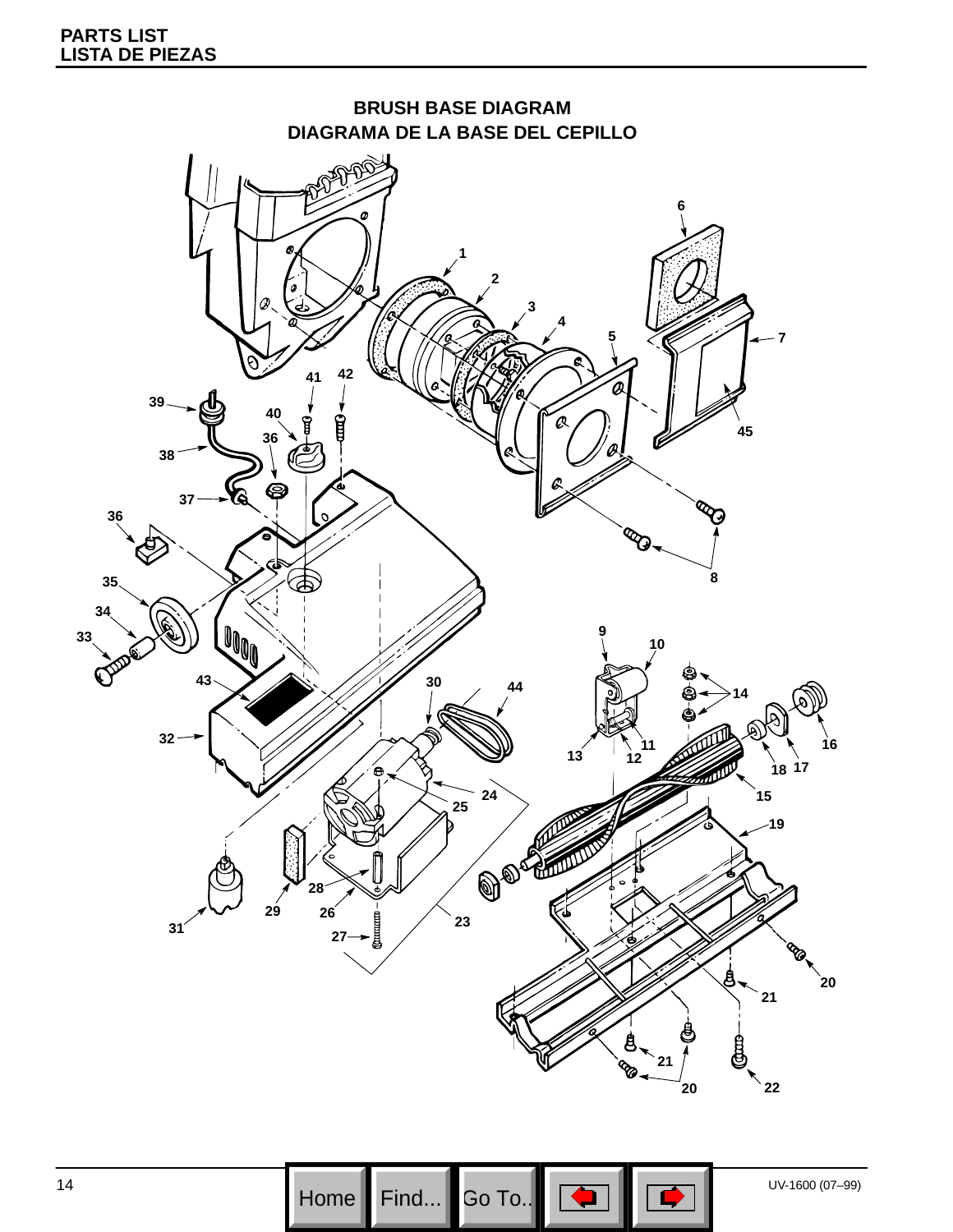## BRUSH BASE DIAGRAM
## DIAGRAMA DE LA BASE DEL CEPILLO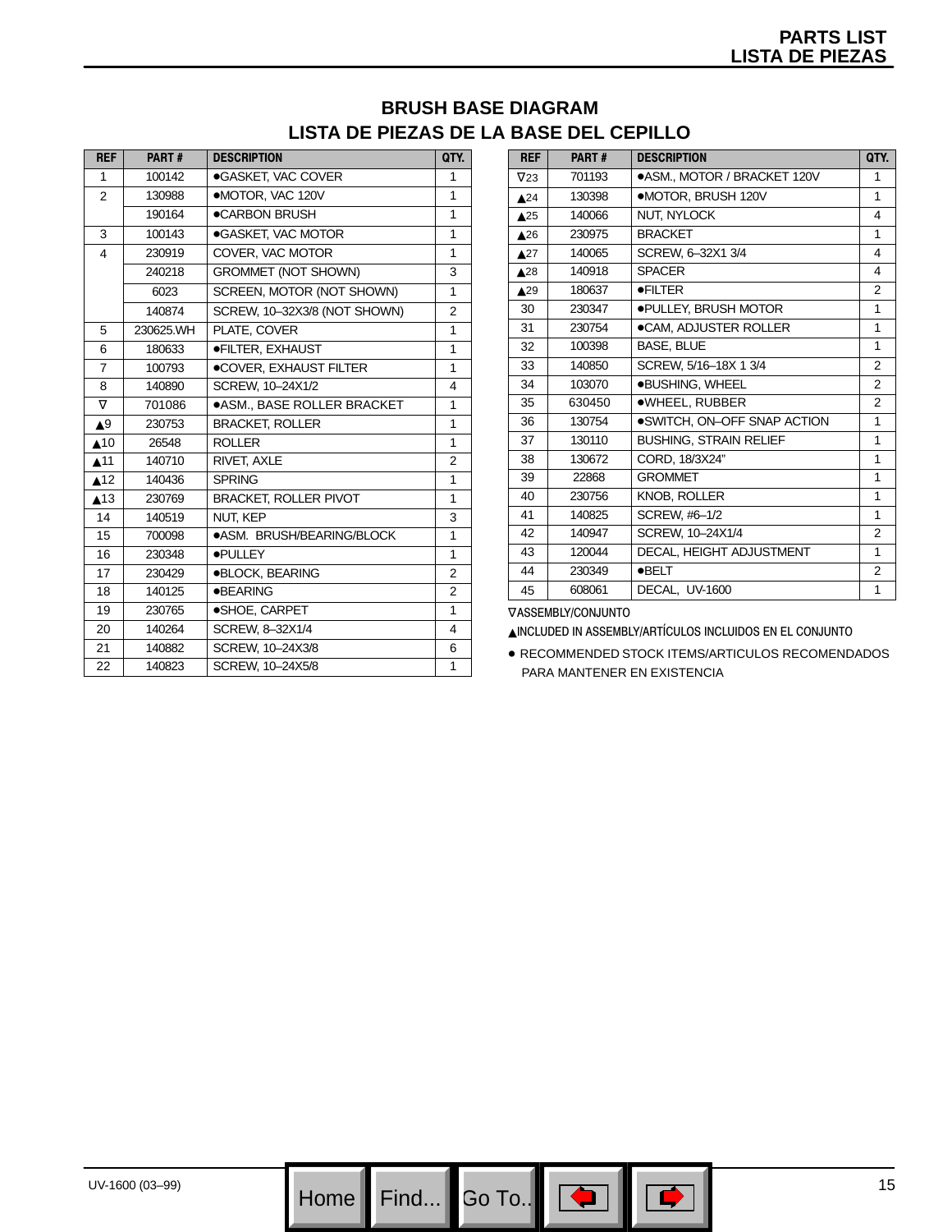## BRUSH BASE DIAGRAM
## LISTA DE PIEZAS DE LA BASE DEL CEPILLO

| REF | PART # | DESCRIPTION | QTY. |
|---|---|---|---|
| 1 | 100142 | ●GASKET, VAC COVER | 1 |
| 2 | 130988 | ●MOTOR, VAC 120V | 1 |
| | 190164 | ●CARBON BRUSH | 1 |
| 3 | 100143 | ●GASKET, VAC MOTOR | 1 |
| 4 | 230919 | COVER, VAC MOTOR | 1 |
| | 240218 | GROMMET (NOT SHOWN) | 3 |
| | 6023 | SCREEN, MOTOR (NOT SHOWN) | 1 |
| | 140874 | SCREW, 10–32X3/8 (NOT SHOWN) | 2 |
| 5 | 230625.WH | PLATE, COVER | 1 |
| 6 | 180633 | ●FILTER, EXHAUST | 1 |
| 7 | 100793 | ●COVER, EXHAUST FILTER | 1 |
| 8 | 140890 | SCREW, 10–24X1/2 | 4 |
| ∇ | 701086 | ●ASM., BASE ROLLER BRACKET | 1 |
| ▲9 | 230753 | BRACKET, ROLLER | 1 |
| ▲10 | 26548 | ROLLER | 1 |
| ▲11 | 140710 | RIVET, AXLE | 2 |
| ▲12 | 140436 | SPRING | 1 |
| ▲13 | 230769 | BRACKET, ROLLER PIVOT | 1 |
| 14 | 140519 | NUT, KEP | 3 |
| 15 | 700098 | ●ASM. BRUSH/BEARING/BLOCK | 1 |
| 16 | 230348 | ●PULLEY | 1 |
| 17 | 230429 | ●BLOCK, BEARING | 2 |
| 18 | 140125 | ●BEARING | 2 |
| 19 | 230765 | ●SHOE, CARPET | 1 |
| 20 | 140264 | SCREW, 8–32X1/4 | 4 |
| 21 | 140882 | SCREW, 10–24X3/8 | 6 |
| 22 | 140823 | SCREW, 10–24X5/8 | 1 |
| ∇23 | 701193 | ●ASM., MOTOR / BRACKET 120V | 1 |
| ▲24 | 130398 | ●MOTOR, BRUSH 120V | 1 |
| ▲25 | 140066 | NUT, NYLOCK | 4 |
| ▲26 | 230975 | BRACKET | 1 |
| ▲27 | 140065 | SCREW, 6–32X1 3/4 | 4 |
| ▲28 | 140918 | SPACER | 4 |
| ▲29 | 180637 | ●FILTER | 2 |
| 30 | 230347 | ●PULLEY, BRUSH MOTOR | 1 |
| 31 | 230754 | ●CAM, ADJUSTER ROLLER | 1 |
| 32 | 100398 | BASE, BLUE | 1 |
| 33 | 140850 | SCREW, 5/16–18X 1 3/4 | 2 |
| 34 | 103070 | ●BUSHING, WHEEL | 2 |
| 35 | 630450 | ●WHEEL, RUBBER | 2 |
| 36 | 130754 | ●SWITCH, ON–OFF SNAP ACTION | 1 |
| 37 | 130110 | BUSHING, STRAIN RELIEF | 1 |
| 38 | 130672 | CORD, 18/3X24" | 1 |
| 39 | 22868 | GROMMET | 1 |
| 40 | 230756 | KNOB, ROLLER | 1 |
| 41 | 140825 | SCREW, #6–1/2 | 1 |
| 42 | 140947 | SCREW, 10–24X1/4 | 2 |
| 43 | 120044 | DECAL, HEIGHT ADJUSTMENT | 1 |
| 44 | 230349 | ●BELT | 2 |
| 45 | 608061 | DECAL, UV-1600 | 1 |

∇ASSEMBLY/CONJUNTO

▲INCLUDED IN ASSEMBLY/ARTÍCULOS INCLUIDOS EN EL CONJUNTO

● RECOMMENDED STOCK ITEMS/ARTICULOS RECOMENDADOS PARA MANTENER EN EXISTENCIA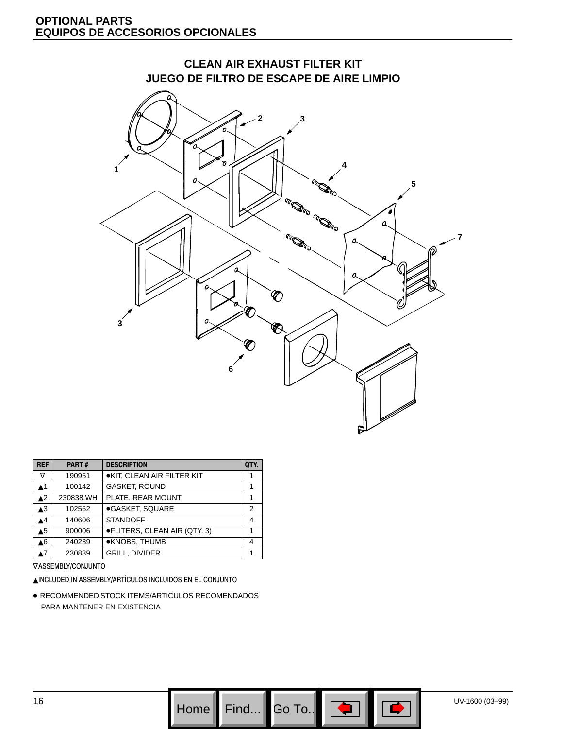## OPTIONAL PARTS
## EQUIPOS DE ACCESORIOS OPCIONALES

### CLEAN AIR EXHAUST FILTER KIT
### JUEGO DE FILTRO DE ESCAPE DE AIRE LIMPIO

| REF | PART # | DESCRIPTION | QTY. |
|---|---|---|---|
| ∇ | 190951 | ●KIT, CLEAN AIR FILTER KIT | 1 |
| ▲1 | 100142 | GASKET, ROUND | 1 |
| ▲2 | 230838.WH | PLATE, REAR MOUNT | 1 |
| ▲3 | 102562 | ●GASKET, SQUARE | 2 |
| ▲4 | 140606 | STANDOFF | 4 |
| ▲5 | 900006 | ●FLITERS, CLEAN AIR (QTY. 3) | 1 |
| ▲6 | 240239 | ●KNOBS, THUMB | 4 |
| ▲7 | 230839 | GRILL, DIVIDER | 1 |

∇ASSEMBLY/CONJUNTO

▲INCLUDED IN ASSEMBLY/ARTÍCULOS INCLUIDOS EN EL CONJUNTO

● RECOMMENDED STOCK ITEMS/ARTICULOS RECOMENDADOS PARA MANTENER EN EXISTENCIA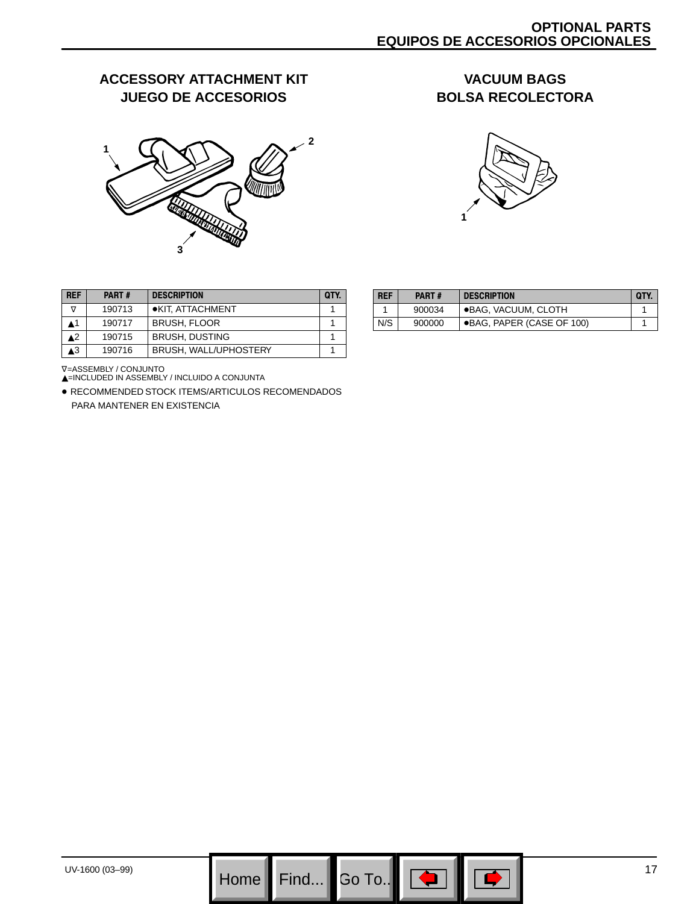# OPTIONAL PARTS
# EQUIPOS DE ACCESORIOS OPCIONALES

## ACCESSORY ATTACHMENT KIT
## JUEGO DE ACCESORIOS

| REF | PART # | DESCRIPTION | QTY. |
|---|---|---|---|
| ∇ | 190713 | ●KIT, ATTACHMENT | 1 |
| ▲1 | 190717 | BRUSH, FLOOR | 1 |
| ▲2 | 190715 | BRUSH, DUSTING | 1 |
| ▲3 | 190716 | BRUSH, WALL/UPHOSTERY | 1 |

∇=ASSEMBLY / CONJUNTO
▲=INCLUDED IN ASSEMBLY / INCLUIDO A CONJUNTA

● RECOMMENDED STOCK ITEMS/ARTICULOS RECOMENDADOS PARA MANTENER EN EXISTENCIA

## VACUUM BAGS
## BOLSA RECOLECTORA

| REF | PART # | DESCRIPTION | QTY. |
|---|---|---|---|
| 1 | 900034 | ●BAG, VACUUM, CLOTH | 1 |
| N/S | 900000 | ●BAG, PAPER (CASE OF 100) | 1 |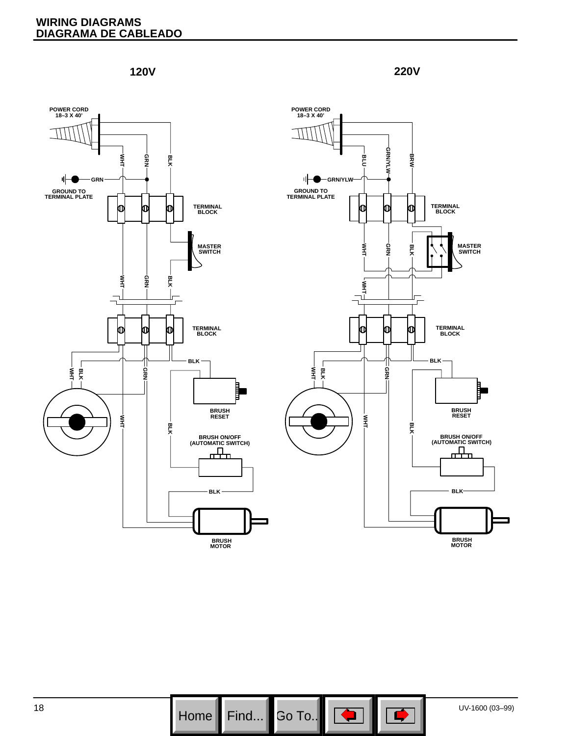# WIRING DIAGRAMS
# DIAGRAMA DE CABLEADO

## 120V

POWER CORD
18–3 X 40'

WHT
GRN
BLK

GRN

GROUND TO
TERMINAL PLATE

TERMINAL
BLOCK

MASTER
SWITCH

WHT
GRN
BLK

TERMINAL
BLOCK

BLK

WHT
BLK
GRN

BRUSH
RESET

WHT
BLK

BRUSH ON/OFF
(AUTOMATIC SWITCH)

BLK

BRUSH
MOTOR

## 220V

POWER CORD
18–3 X 40'

BLU
GRN/YLW
BRW

GRN/YLW

GROUND TO
TERMINAL PLATE

TERMINAL
BLOCK

WHT
GRN
BLK

MASTER
SWITCH

WHT

TERMINAL
BLOCK

BLK

WHT
BLK
GRN

BRUSH
RESET

WHT
BLK

BRUSH ON/OFF
(AUTOMATIC SWITCH)

BLK

BRUSH
MOTOR